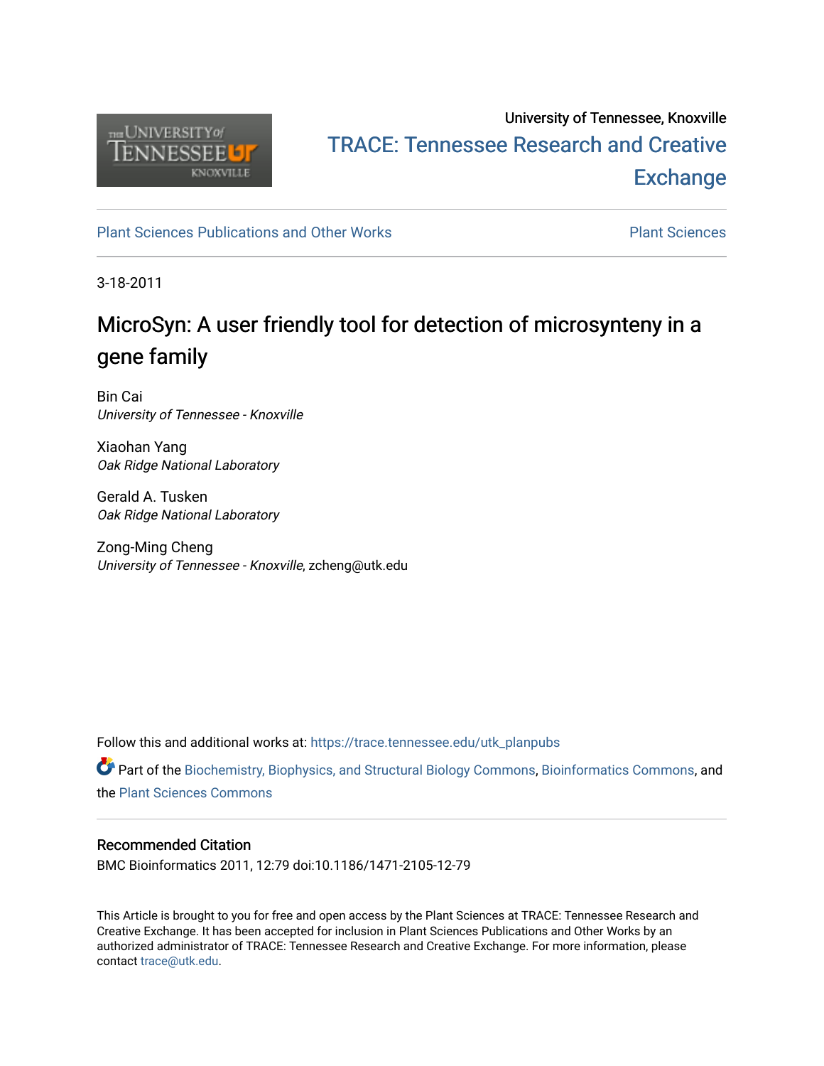University of Tennessee, Knoxville

TRACE: Tennessee Research and Creative Exchange

Plant Sciences Publications and Other Works

Plant Sciences

3-18-2011

# MicroSyn: A user friendly tool for detection of microsynteny in a gene family

Bin Cai
*University of Tennessee - Knoxville*

Xiaohan Yang
*Oak Ridge National Laboratory*

Gerald A. Tusken
*Oak Ridge National Laboratory*

Zong-Ming Cheng
*University of Tennessee - Knoxville*, zcheng@utk.edu

Follow this and additional works at: https://trace.tennessee.edu/utk_planpubs

Part of the Biochemistry, Biophysics, and Structural Biology Commons, Bioinformatics Commons, and the Plant Sciences Commons

## Recommended Citation

BMC Bioinformatics 2011, 12:79 doi:10.1186/1471-2105-12-79

This Article is brought to you for free and open access by the Plant Sciences at TRACE: Tennessee Research and Creative Exchange. It has been accepted for inclusion in Plant Sciences Publications and Other Works by an authorized administrator of TRACE: Tennessee Research and Creative Exchange. For more information, please contact trace@utk.edu.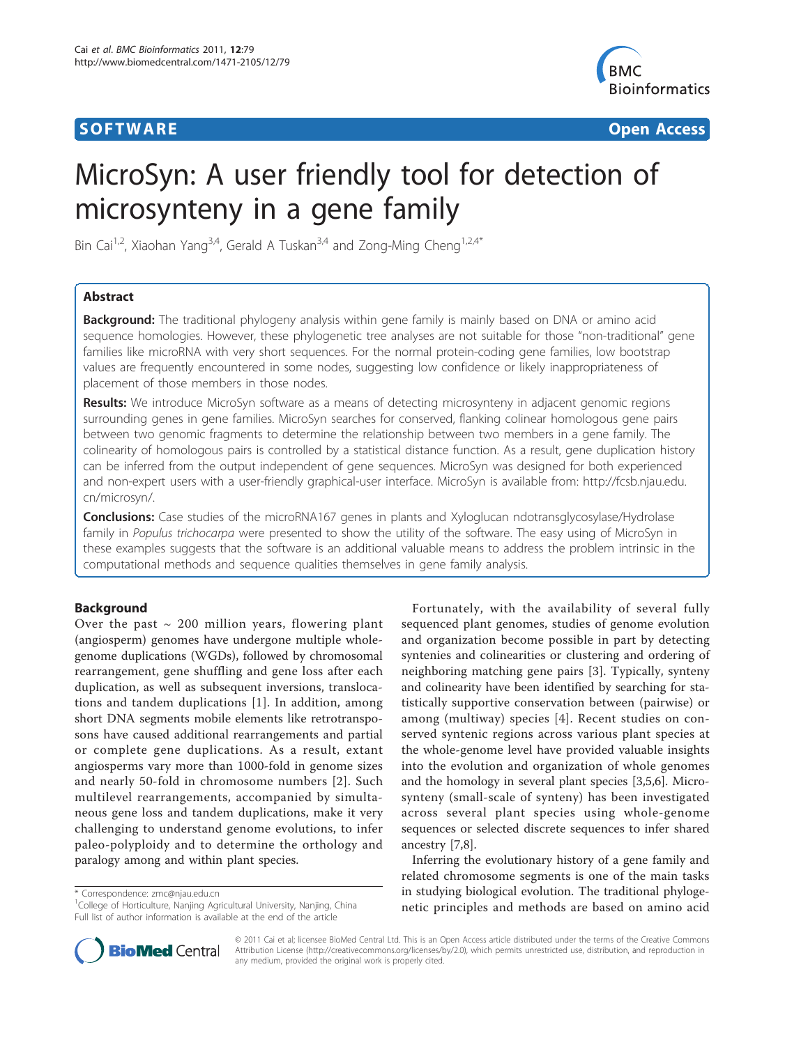# MicroSyn: A user friendly tool for detection of microsynteny in a gene family

Bin Cai[1,2], Xiaohan Yang[3,4], Gerald A Tuskan[3,4] and Zong-Ming Cheng[1,2,4*]

## Abstract

**Background:** The traditional phylogeny analysis within gene family is mainly based on DNA or amino acid sequence homologies. However, these phylogenetic tree analyses are not suitable for those "non-traditional" gene families like microRNA with very short sequences. For the normal protein-coding gene families, low bootstrap values are frequently encountered in some nodes, suggesting low confidence or likely inappropriateness of placement of those members in those nodes.

**Results:** We introduce MicroSyn software as a means of detecting microsynteny in adjacent genomic regions surrounding genes in gene families. MicroSyn searches for conserved, flanking colinear homologous gene pairs between two genomic fragments to determine the relationship between two members in a gene family. The colinearity of homologous pairs is controlled by a statistical distance function. As a result, gene duplication history can be inferred from the output independent of gene sequences. MicroSyn was designed for both experienced and non-expert users with a user-friendly graphical-user interface. MicroSyn is available from: http://fcsb.njau.edu.cn/microsyn/.

**Conclusions:** Case studies of the microRNA167 genes in plants and Xyloglucan ndotransglycosylase/Hydrolase family in *Populus trichocarpa* were presented to show the utility of the software. The easy using of MicroSyn in these examples suggests that the software is an additional valuable means to address the problem intrinsic in the computational methods and sequence qualities themselves in gene family analysis.

## Background

Over the past ~ 200 million years, flowering plant (angiosperm) genomes have undergone multiple whole-genome duplications (WGDs), followed by chromosomal rearrangement, gene shuffling and gene loss after each duplication, as well as subsequent inversions, translocations and tandem duplications [1]. In addition, among short DNA segments mobile elements like retrotransposons have caused additional rearrangements and partial or complete gene duplications. As a result, extant angiosperms vary more than 1000-fold in genome sizes and nearly 50-fold in chromosome numbers [2]. Such multilevel rearrangements, accompanied by simultaneous gene loss and tandem duplications, make it very challenging to understand genome evolutions, to infer paleo-polyploidy and to determine the orthology and paralogy among and within plant species.

Fortunately, with the availability of several fully sequenced plant genomes, studies of genome evolution and organization become possible in part by detecting syntenies and colinearities or clustering and ordering of neighboring matching gene pairs [3]. Typically, synteny and colinearity have been identified by searching for statistically supportive conservation between (pairwise) or among (multiway) species [4]. Recent studies on conserved syntenic regions across various plant species at the whole-genome level have provided valuable insights into the evolution and organization of whole genomes and the homology in several plant species [3,5,6]. Microsynteny (small-scale of synteny) has been investigated across several plant species using whole-genome sequences or selected discrete sequences to infer shared ancestry [7,8].

Inferring the evolutionary history of a gene family and related chromosome segments is one of the main tasks in studying biological evolution. The traditional phylogenetic principles and methods are based on amino acid

\* Correspondence: zmc@njau.edu.cn
[1]College of Horticulture, Nanjing Agricultural University, Nanjing, China
Full list of author information is available at the end of the article

© 2011 Cai et al; licensee BioMed Central Ltd. This is an Open Access article distributed under the terms of the Creative Commons Attribution License (http://creativecommons.org/licenses/by/2.0), which permits unrestricted use, distribution, and reproduction in any medium, provided the original work is properly cited.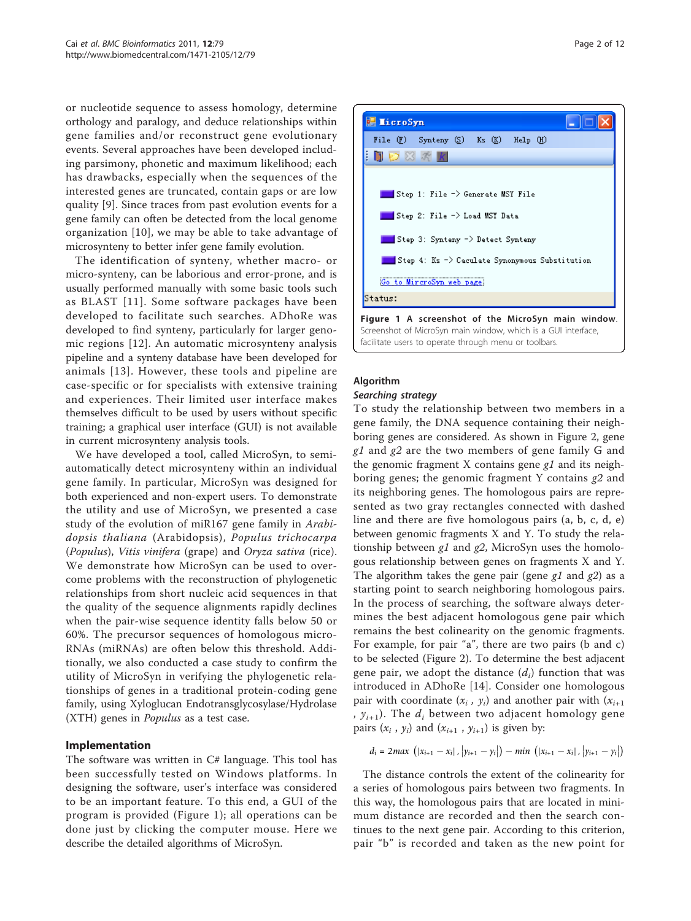or nucleotide sequence to assess homology, determine orthology and paralogy, and deduce relationships within gene families and/or reconstruct gene evolutionary events. Several approaches have been developed including parsimony, phonetic and maximum likelihood; each has drawbacks, especially when the sequences of the interested genes are truncated, contain gaps or are low quality [9]. Since traces from past evolution events for a gene family can often be detected from the local genome organization [10], we may be able to take advantage of microsynteny to better infer gene family evolution.

The identification of synteny, whether macro- or micro-synteny, can be laborious and error-prone, and is usually performed manually with some basic tools such as BLAST [11]. Some software packages have been developed to facilitate such searches. ADhoRe was developed to find synteny, particularly for larger genomic regions [12]. An automatic microsynteny analysis pipeline and a synteny database have been developed for animals [13]. However, these tools and pipeline are case-specific or for specialists with extensive training and experiences. Their limited user interface makes themselves difficult to be used by users without specific training; a graphical user interface (GUI) is not available in current microsynteny analysis tools.

We have developed a tool, called MicroSyn, to semi-automatically detect microsynteny within an individual gene family. In particular, MicroSyn was designed for both experienced and non-expert users. To demonstrate the utility and use of MicroSyn, we presented a case study of the evolution of miR167 gene family in *Arabidopsis thaliana* (Arabidopsis), *Populus trichocarpa* (*Populus*), *Vitis vinifera* (grape) and *Oryza sativa* (rice). We demonstrate how MicroSyn can be used to overcome problems with the reconstruction of phylogenetic relationships from short nucleic acid sequences in that the quality of the sequence alignments rapidly declines when the pair-wise sequence identity falls below 50 or 60%. The precursor sequences of homologous micro-RNAs (miRNAs) are often below this threshold. Additionally, we also conducted a case study to confirm the utility of MicroSyn in verifying the phylogenetic relationships of genes in a traditional protein-coding gene family, using Xyloglucan Endotransglycosylase/Hydrolase (XTH) genes in *Populus* as a test case.

## Implementation

The software was written in C# language. This tool has been successfully tested on Windows platforms. In designing the software, user's interface was considered to be an important feature. To this end, a GUI of the program is provided (Figure 1); all operations can be done just by clicking the computer mouse. Here we describe the detailed algorithms of MicroSyn.

MicroSyn
File (F) Synteny (S) Ks (K) Help (H)
Step 1: File -> Generate MSY File
Step 2: File -> Load MSY Data
Step 3: Synteny -> Detect Synteny
Step 4: Ks -> Caculate Synonymous Substitution
Go to MircroSyn web page
Status:

**Figure 1 A screenshot of the MicroSyn main window.** Screenshot of MicroSyn main window, which is a GUI interface, facilitate users to operate through menu or toolbars.

## Algorithm

### *Searching strategy*

To study the relationship between two members in a gene family, the DNA sequence containing their neighboring genes are considered. As shown in Figure 2, gene *g1* and *g2* are the two members of gene family G and the genomic fragment X contains gene *g1* and its neighboring genes; the genomic fragment Y contains *g2* and its neighboring genes. The homologous pairs are represented as two gray rectangles connected with dashed line and there are five homologous pairs (a, b, c, d, e) between genomic fragments X and Y. To study the relationship between *g1* and *g2*, MicroSyn uses the homologous relationship between genes on fragments X and Y. The algorithm takes the gene pair (gene *g1* and *g2*) as a starting point to search neighboring homologous pairs. In the process of searching, the software always determines the best adjacent homologous gene pair which remains the best colinearity on the genomic fragments. For example, for pair "a", there are two pairs (b and c) to be selected (Figure 2). To determine the best adjacent gene pair, we adopt the distance ($d_i$) function that was introduced in ADhoRe [14]. Consider one homologous pair with coordinate ($x_i$ , $y_i$) and another pair with ($x_{i+1}$ , $y_{i+1}$). The $d_i$ between two adjacent homology gene pairs ($x_i$ , $y_i$) and ($x_{i+1}$ , $y_{i+1}$) is given by:

$$d_i = 2max\ (|x_{i+1} - x_i|, |y_{i+1} - y_i|) - min\ (|x_{i+1} - x_i|, |y_{i+1} - y_i|)$$

The distance controls the extent of the colinearity for a series of homologous pairs between two fragments. In this way, the homologous pairs that are located in minimum distance are recorded and then the search continues to the next gene pair. According to this criterion, pair "b" is recorded and taken as the new point for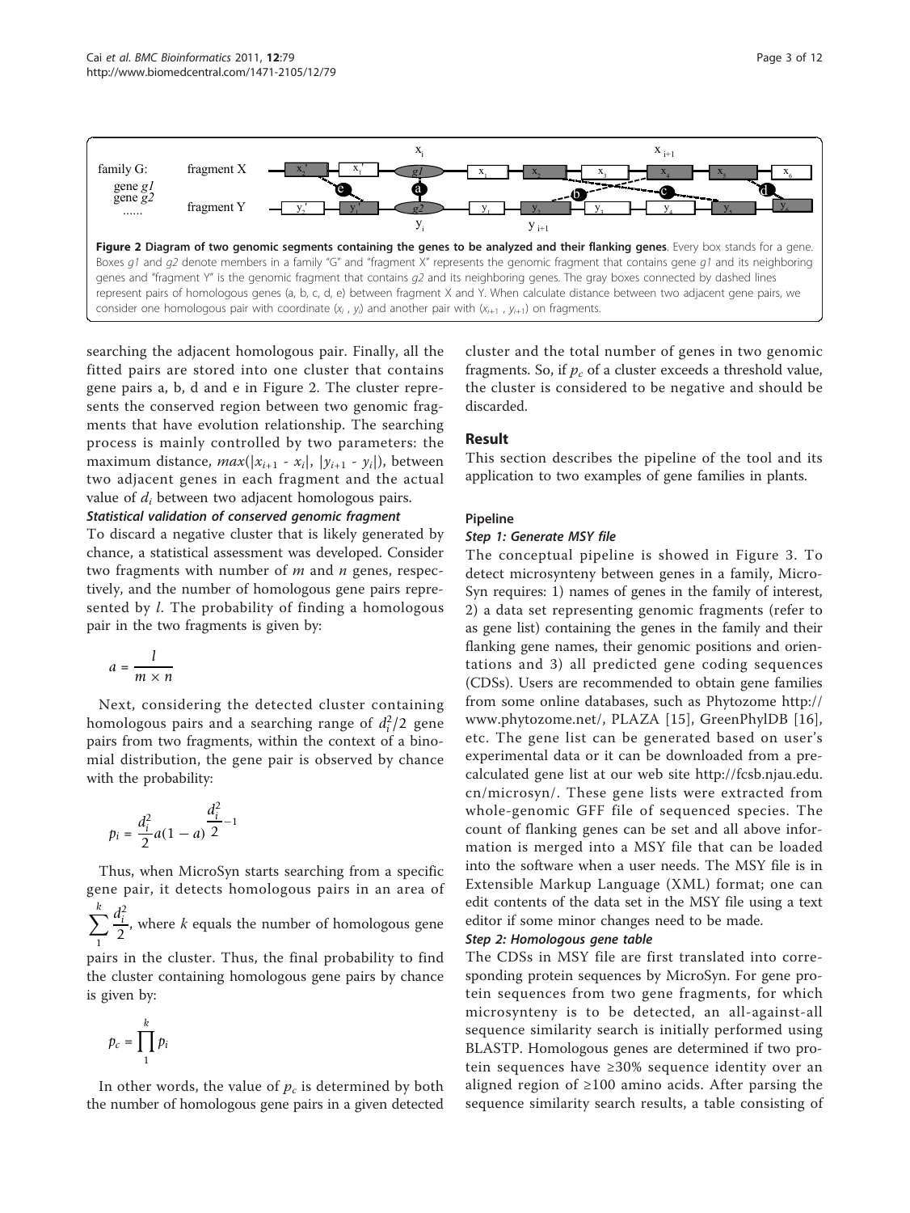family G: gene $g1$ gene $g2$ ......

fragment X

fragment Y

$x_i$ $x_{i+1}$ $y_i$ $y_{i+1}$

$x_2'$ $x_1'$ $g1$ $x_1$ $x_2$ $x_3$ $x_4$ $x_5$ $x_6$

$y_2'$ $y_1'$ $g2$ $y_1$ $y_2$ $y_3$ $y_4$ $y_5$ $y_6$

e a b c d

**Figure 2 Diagram of two genomic segments containing the genes to be analyzed and their flanking genes**. Every box stands for a gene. Boxes $g1$ and $g2$ denote members in a family "G" and "fragment X" represents the genomic fragment that contains gene $g1$ and its neighboring genes and "fragment Y" is the genomic fragment that contains $g2$ and its neighboring genes. The gray boxes connected by dashed lines represent pairs of homologous genes (a, b, c, d, e) between fragment X and Y. When calculate distance between two adjacent gene pairs, we consider one homologous pair with coordinate ($x_i$ , $y_i$) and another pair with ($x_{i+1}$ , $y_{i+1}$) on fragments.

searching the adjacent homologous pair. Finally, all the fitted pairs are stored into one cluster that contains gene pairs a, b, d and e in Figure 2. The cluster represents the conserved region between two genomic fragments that have evolution relationship. The searching process is mainly controlled by two parameters: the maximum distance, $max(|x_{i+1} - x_i|, |y_{i+1} - y_i|)$, between two adjacent genes in each fragment and the actual value of $d_i$ between two adjacent homologous pairs.

#### *Statistical validation of conserved genomic fragment*

To discard a negative cluster that is likely generated by chance, a statistical assessment was developed. Consider two fragments with number of $m$ and $n$ genes, respectively, and the number of homologous gene pairs represented by $l$. The probability of finding a homologous pair in the two fragments is given by:

$$a = \frac{l}{m \times n}$$

Next, considering the detected cluster containing homologous pairs and a searching range of $d_i^2/2$ gene pairs from two fragments, within the context of a binomial distribution, the gene pair is observed by chance with the probability:

$$p_i = \frac{d_i^2}{2} a(1-a)^{\frac{d_i^2}{2}-1}$$

Thus, when MicroSyn starts searching from a specific gene pair, it detects homologous pairs in an area of $\sum_{1}^{k} \frac{d_i^2}{2}$, where $k$ equals the number of homologous gene pairs in the cluster. Thus, the final probability to find the cluster containing homologous gene pairs by chance is given by:

$$p_c = \prod_{1}^{k} p_i$$

In other words, the value of $p_c$ is determined by both the number of homologous gene pairs in a given detected cluster and the total number of genes in two genomic fragments. So, if $p_c$ of a cluster exceeds a threshold value, the cluster is considered to be negative and should be discarded.

## Result

This section describes the pipeline of the tool and its application to two examples of gene families in plants.

### Pipeline

#### *Step 1: Generate MSY file*

The conceptual pipeline is showed in Figure 3. To detect microsynteny between genes in a family, MicroSyn requires: 1) names of genes in the family of interest, 2) a data set representing genomic fragments (refer to as gene list) containing the genes in the family and their flanking gene names, their genomic positions and orientations and 3) all predicted gene coding sequences (CDSs). Users are recommended to obtain gene families from some online databases, such as Phytozome http://www.phytozome.net/, PLAZA [15], GreenPhylDB [16], etc. The gene list can be generated based on user's experimental data or it can be downloaded from a precalculated gene list at our web site http://fcsb.njau.edu.cn/microsyn/. These gene lists were extracted from whole-genomic GFF file of sequenced species. The count of flanking genes can be set and all above information is merged into a MSY file that can be loaded into the software when a user needs. The MSY file is in Extensible Markup Language (XML) format; one can edit contents of the data set in the MSY file using a text editor if some minor changes need to be made.

#### *Step 2: Homologous gene table*

The CDSs in MSY file are first translated into corresponding protein sequences by MicroSyn. For gene protein sequences from two gene fragments, for which microsynteny is to be detected, an all-against-all sequence similarity search is initially performed using BLASTP. Homologous genes are determined if two protein sequences have ≥30% sequence identity over an aligned region of ≥100 amino acids. After parsing the sequence similarity search results, a table consisting of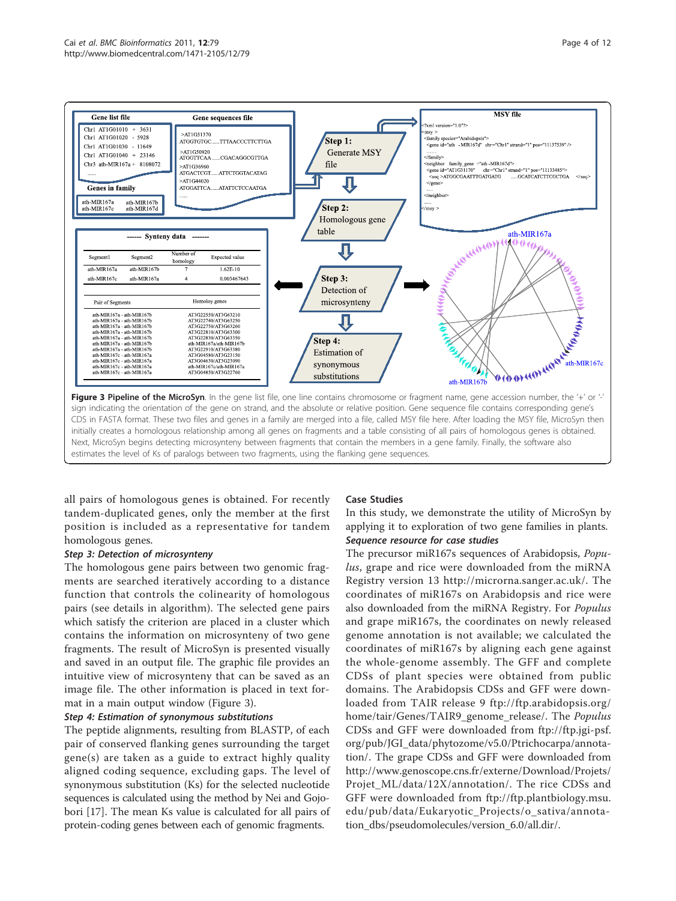**Figure 3 Pipeline of the MicroSyn**. In the gene list file, one line contains chromosome or fragment name, gene accession number, the '+' or '-' sign indicating the orientation of the gene on strand, and the absolute or relative position. Gene sequence file contains corresponding gene's CDS in FASTA format. These two files and genes in a family are merged into a file, called MSY file here. After loading the MSY file, MicroSyn then initially creates a homologous relationship among all genes on fragments and a table consisting of all pairs of homologous genes is obtained. Next, MicroSyn begins detecting microsynteny between fragments that contain the members in a gene family. Finally, the software also estimates the level of Ks of paralogs between two fragments, using the flanking gene sequences.

all pairs of homologous genes is obtained. For recently tandem-duplicated genes, only the member at the first position is included as a representative for tandem homologous genes.

***Step 3: Detection of microsynteny***

The homologous gene pairs between two genomic fragments are searched iteratively according to a distance function that controls the colinearity of homologous pairs (see details in algorithm). The selected gene pairs which satisfy the criterion are placed in a cluster which contains the information on microsynteny of two gene fragments. The result of MicroSyn is presented visually and saved in an output file. The graphic file provides an intuitive view of microsynteny that can be saved as an image file. The other information is placed in text format in a main output window (Figure 3).

***Step 4: Estimation of synonymous substitutions***

The peptide alignments, resulting from BLASTP, of each pair of conserved flanking genes surrounding the target gene(s) are taken as a guide to extract highly quality aligned coding sequence, excluding gaps. The level of synonymous substitution (Ks) for the selected nucleotide sequences is calculated using the method by Nei and Gojobori [17]. The mean Ks value is calculated for all pairs of protein-coding genes between each of genomic fragments.

## Case Studies

In this study, we demonstrate the utility of MicroSyn by applying it to exploration of two gene families in plants.

***Sequence resource for case studies***

The precursor miR167s sequences of Arabidopsis, *Populus*, grape and rice were downloaded from the miRNA Registry version 13 http://microrna.sanger.ac.uk/. The coordinates of miR167s on Arabidopsis and rice were also downloaded from the miRNA Registry. For *Populus* and grape miR167s, the coordinates on newly released genome annotation is not available; we calculated the coordinates of miR167s by aligning each gene against the whole-genome assembly. The GFF and complete CDSs of plant species were obtained from public domains. The Arabidopsis CDSs and GFF were downloaded from TAIR release 9 ftp://ftp.arabidopsis.org/home/tair/Genes/TAIR9_genome_release/. The *Populus* CDSs and GFF were downloaded from ftp://ftp.jgi-psf.org/pub/JGI_data/phytozome/v5.0/Ptrichocarpa/annotation/. The grape CDSs and GFF were downloaded from http://www.genoscope.cns.fr/externe/Download/Projets/Projet_ML/data/12X/annotation/. The rice CDSs and GFF were downloaded from ftp://ftp.plantbiology.msu.edu/pub/data/Eukaryotic_Projects/o_sativa/annotation_dbs/pseudomolecules/version_6.0/all.dir/.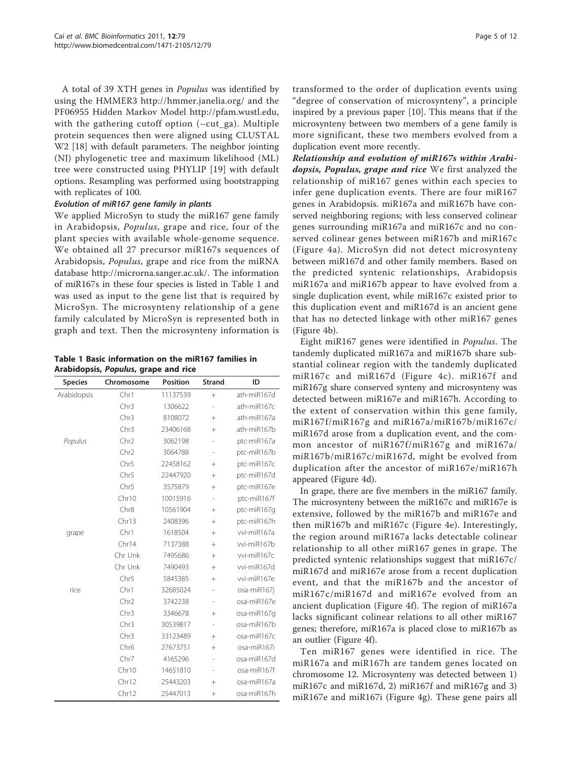A total of 39 XTH genes in *Populus* was identified by using the HMMER3 http://hmmer.janelia.org/ and the PF06955 Hidden Markov Model http://pfam.wustl.edu, with the gathering cutoff option (–cut_ga). Multiple protein sequences then were aligned using CLUSTAL W2 [18] with default parameters. The neighbor jointing (NJ) phylogenetic tree and maximum likelihood (ML) tree were constructed using PHYLIP [19] with default options. Resampling was performed using bootstrapping with replicates of 100.

#### Evolution of miR167 gene family in plants

We applied MicroSyn to study the miR167 gene family in Arabidopsis, *Populus*, grape and rice, four of the plant species with available whole-genome sequence. We obtained all 27 precursor miR167s sequences of Arabidopsis, *Populus*, grape and rice from the miRNA database http://microrna.sanger.ac.uk/. The information of miR167s in these four species is listed in Table 1 and was used as input to the gene list that is required by MicroSyn. The microsynteny relationship of a gene family calculated by MicroSyn is represented both in graph and text. Then the microsynteny information is transformed to the order of duplication events using "degree of conservation of microsynteny", a principle inspired by a previous paper [10]. This means that if the microsynteny between two members of a gene family is more significant, these two members evolved from a duplication event more recently.

**Table 1 Basic information on the miR167 families in Arabidopsis, *Populus*, grape and rice**

| Species | Chromosome | Position | Strand | ID |
|---|---|---|---|---|
| Arabidopsis | Chr1 | 11137539 | + | ath-miR167d |
| | Chr3 | 1306622 | - | ath-miR167c |
| | Chr3 | 8108072 | + | ath-miR167a |
| | Chr3 | 23406168 | + | ath-miR167b |
| *Populus* | Chr2 | 3062198 | - | ptc-miR167a |
| | Chr2 | 3064788 | - | ptc-miR167b |
| | Chr5 | 22458162 | + | ptc-miR167c |
| | Chr5 | 22447920 | + | ptc-miR167d |
| | Chr5 | 3575879 | + | ptc-miR167e |
| | Chr10 | 10015916 | - | ptc-miR167f |
| | Chr8 | 10561904 | + | ptc-miR167g |
| | Chr13 | 2408396 | + | ptc-miR167h |
| grape | Chr1 | 1618504 | + | vvi-miR167a |
| | Chr14 | 7137388 | + | vvi-miR167b |
| | Chr Unk | 7495686 | + | vvi-miR167c |
| | Chr Unk | 7490493 | + | vvi-miR167d |
| | Chr5 | 5845385 | + | vvi-miR167e |
| rice | Chr1 | 32685024 | - | osa-miR167j |
| | Chr2 | 3742238 | - | osa-miR167e |
| | Chr3 | 3346678 | + | osa-miR167g |
| | Chr3 | 30539817 | - | osa-miR167b |
| | Chr3 | 33123489 | + | osa-miR167c |
| | Chr6 | 27673751 | + | osa-miR167i |
| | Chr7 | 4165296 | - | osa-miR167d |
| | Chr10 | 14651810 | - | osa-miR167f |
| | Chr12 | 25443203 | + | osa-miR167a |
| | Chr12 | 25447013 | + | osa-miR167h |

***Relationship and evolution of miR167s within Arabidopsis, Populus, grape and rice*** We first analyzed the relationship of miR167 genes within each species to infer gene duplication events. There are four miR167 genes in Arabidopsis. miR167a and miR167b have conserved neighboring regions; with less conserved colinear genes surrounding miR167a and miR167c and no conserved colinear genes between miR167b and miR167c (Figure 4a). MicroSyn did not detect microsynteny between miR167d and other family members. Based on the predicted syntenic relationships, Arabidopsis miR167a and miR167b appear to have evolved from a single duplication event, while miR167c existed prior to this duplication event and miR167d is an ancient gene that has no detected linkage with other miR167 genes (Figure 4b).

Eight miR167 genes were identified in *Populus*. The tandemly duplicated miR167a and miR167b share substantial colinear region with the tandemly duplicated miR167c and miR167d (Figure 4c). miR167f and miR167g share conserved synteny and microsynteny was detected between miR167e and miR167h. According to the extent of conservation within this gene family, miR167f/miR167g and miR167a/miR167b/miR167c/miR167d arose from a duplication event, and the common ancestor of miR167f/miR167g and miR167a/miR167b/miR167c/miR167d, might be evolved from duplication after the ancestor of miR167e/miR167h appeared (Figure 4d).

In grape, there are five members in the miR167 family. The microsynteny between the miR167c and miR167e is extensive, followed by the miR167b and miR167e and then miR167b and miR167c (Figure 4e). Interestingly, the region around miR167a lacks detectable colinear relationship to all other miR167 genes in grape. The predicted syntenic relationships suggest that miR167c/miR167d and miR167e arose from a recent duplication event, and that the miR167b and the ancestor of miR167c/miR167d and miR167e evolved from an ancient duplication (Figure 4f). The region of miR167a lacks significant colinear relations to all other miR167 genes; therefore, miR167a is placed close to miR167b as an outlier (Figure 4f).

Ten miR167 genes were identified in rice. The miR167a and miR167h are tandem genes located on chromosome 12. Microsynteny was detected between 1) miR167c and miR167d, 2) miR167f and miR167g and 3) miR167e and miR167i (Figure 4g). These gene pairs all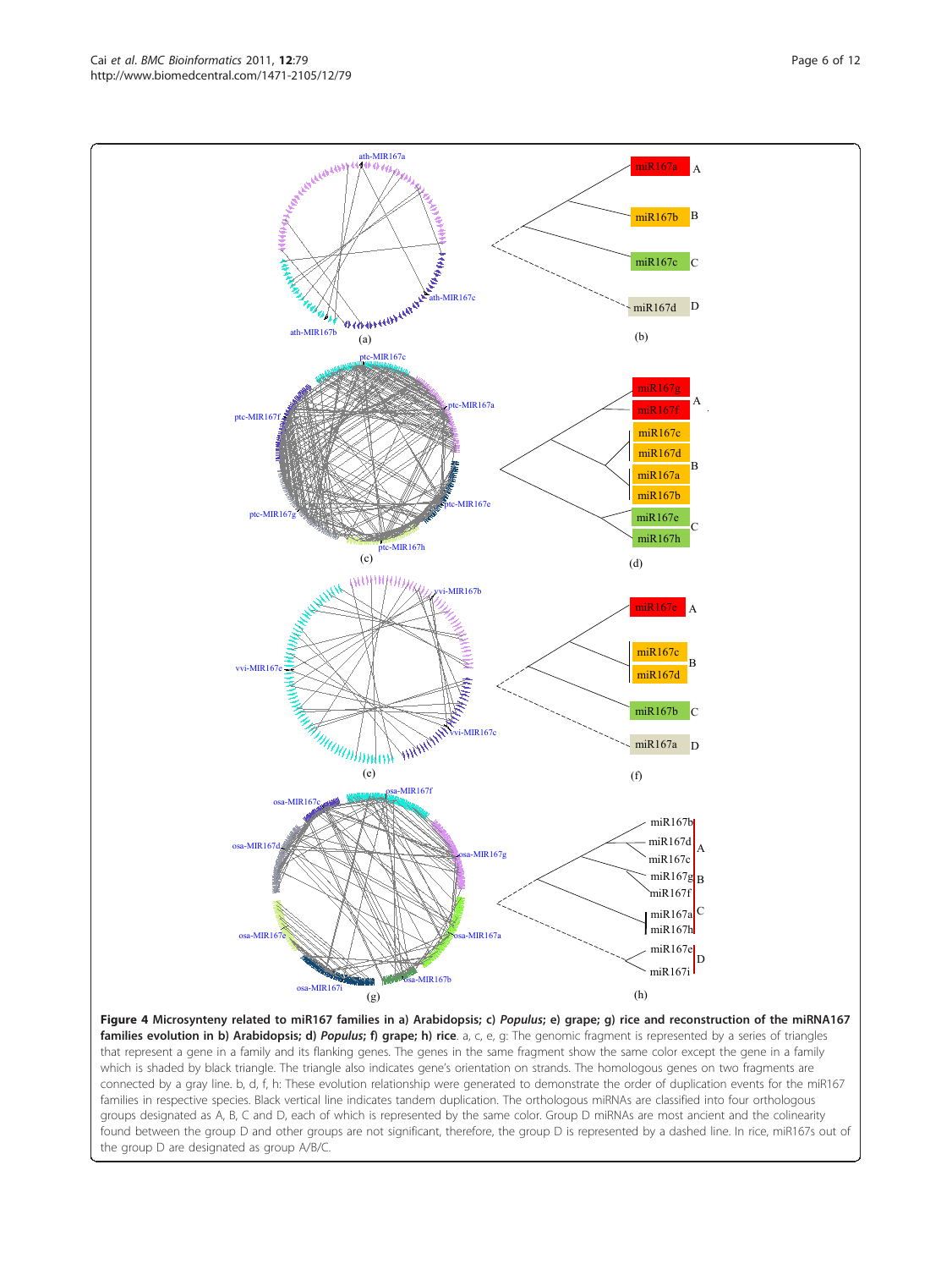ath-MIR167a
ath-MIR167c
ath-MIR167b
(a)

miR167a A
miR167b B
miR167c C
miR167d D
(b)

ptc-MIR167c
ptc-MIR167a
ptc-MIR167f
ptc-MIR167e
ptc-MIR167g
ptc-MIR167h
(c)

miR167g
miR167f
A
miR167c
miR167d
miR167a
miR167b
B
miR167e
miR167h
C
(d)

vvi-MIR167b
vvi-MIR167e
vvi-MIR167c
(e)

miR167e A
miR167c
miR167d
B
miR167b C
miR167a D
(f)

osa-MIR167c
osa-MIR167f
osa-MIR167d
osa-MIR167g
osa-MIR167e
osa-MIR167a
osa-MIR167i
osa-MIR167b
(g)

miR167b
miR167d
miR167c
A
miR167g
miR167f
B
miR167a
miR167h
C
miR167e
miR167i
D
(h)

**Figure 4 Microsynteny related to miR167 families in a) Arabidopsis; c) *Populus*; e) grape; g) rice and reconstruction of the miRNA167 families evolution in b) Arabidopsis; d) *Populus*; f) grape; h) rice**. a, c, e, g: The genomic fragment is represented by a series of triangles that represent a gene in a family and its flanking genes. The genes in the same fragment show the same color except the gene in a family which is shaded by black triangle. The triangle also indicates gene's orientation on strands. The homologous genes on two fragments are connected by a gray line. b, d, f, h: These evolution relationship were generated to demonstrate the order of duplication events for the miR167 families in respective species. Black vertical line indicates tandem duplication. The orthologous miRNAs are classified into four orthologous groups designated as A, B, C and D, each of which is represented by the same color. Group D miRNAs are most ancient and the colinearity found between the group D and other groups are not significant, therefore, the group D is represented by a dashed line. In rice, miR167s out of the group D are designated as group A/B/C.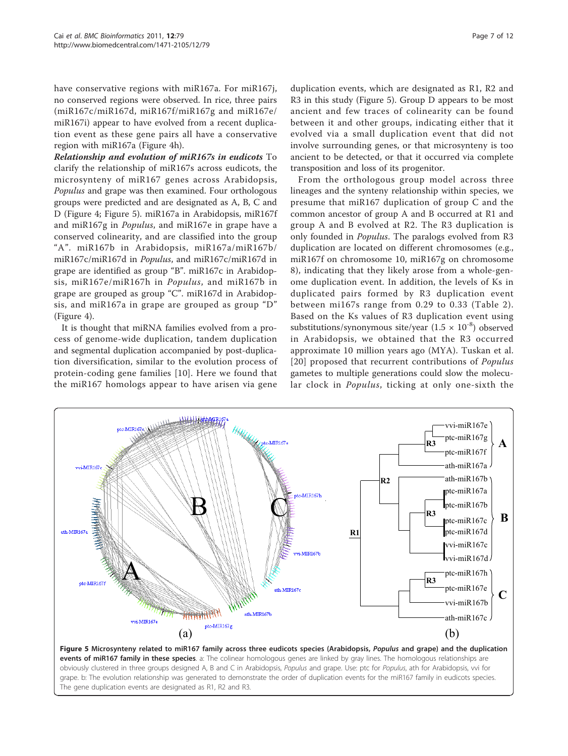have conservative regions with miR167a. For miR167j, no conserved regions were observed. In rice, three pairs (miR167c/miR167d, miR167f/miR167g and miR167e/miR167i) appear to have evolved from a recent duplication event as these gene pairs all have a conservative region with miR167a (Figure 4h).

***Relationship and evolution of miR167s in eudicots*** To clarify the relationship of miR167s across eudicots, the microsynteny of miR167 genes across Arabidopsis, *Populus* and grape was then examined. Four orthologous groups were predicted and are designated as A, B, C and D (Figure 4; Figure 5). miR167a in Arabidopsis, miR167f and miR167g in *Populus*, and miR167e in grape have a conserved colinearity, and are classified into the group "A". miR167b in Arabidopsis, miR167a/miR167b/miR167c/miR167d in *Populus*, and miR167c/miR167d in grape are identified as group "B". miR167c in Arabidopsis, miR167e/miR167h in *Populus*, and miR167b in grape are grouped as group "C". miR167d in Arabidopsis, and miR167a in grape are grouped as group "D" (Figure 4).

It is thought that miRNA families evolved from a process of genome-wide duplication, tandem duplication and segmental duplication accompanied by post-duplication diversification, similar to the evolution process of protein-coding gene families [10]. Here we found that the miR167 homologs appear to have arisen via gene duplication events, which are designated as R1, R2 and R3 in this study (Figure 5). Group D appears to be most ancient and few traces of colinearity can be found between it and other groups, indicating either that it evolved via a small duplication event that did not involve surrounding genes, or that microsynteny is too ancient to be detected, or that it occurred via complete transposition and loss of its progenitor.

From the orthologous group model across three lineages and the synteny relationship within species, we presume that miR167 duplication of group C and the common ancestor of group A and B occurred at R1 and group A and B evolved at R2. The R3 duplication is only founded in *Populus*. The paralogs evolved from R3 duplication are located on different chromosomes (e.g., miR167f on chromosome 10, miR167g on chromosome 8), indicating that they likely arose from a whole-genome duplication event. In addition, the levels of Ks in duplicated pairs formed by R3 duplication event between mi167s range from 0.29 to 0.33 (Table 2). Based on the Ks values of R3 duplication event using substitutions/synonymous site/year ($1.5 \times 10^{-8}$) observed in Arabidopsis, we obtained that the R3 occurred approximate 10 million years ago (MYA). Tuskan et al. [20] proposed that recurrent contributions of *Populus* gametes to multiple generations could slow the molecular clock in *Populus*, ticking at only one-sixth the

ptc-MIR167a
vvi-MIR167c
ath-MIR167a
ptc-MIR167f
vvi-MIR167e
ptc-MIR167g
ath-MIR167b
ath-MIR167c
vvi-MIR167b
ptc-MIR167h
ptc-MIR167e
ath-MIR167a
A
B
C
(a)

vvi-miR167e
ptc-miR167g
ptc-miR167f
ath-miR167a
ath-miR167b
ptc-miR167a
ptc-miR167b
ptc-miR167c
ptc-miR167d
vvi-miR167c
vvi-miR167d
ptc-miR167h
ptc-miR167e
vvi-miR167b
ath-miR167c
R1
R2
R3
R3
R3
A
B
C
(b)

**Figure 5 Microsynteny related to miR167 family across three eudicots species (Arabidopsis, *Populus* and grape) and the duplication events of miR167 family in these species**. a: The colinear homologous genes are linked by gray lines. The homologous relationships are obviously clustered in three groups designed A, B and C in Arabidopsis, *Populus* and grape. Use: ptc for *Populus*, ath for Arabidopsis, vvi for grape. b: The evolution relationship was generated to demonstrate the order of duplication events for the miR167 family in eudicots species. The gene duplication events are designated as R1, R2 and R3.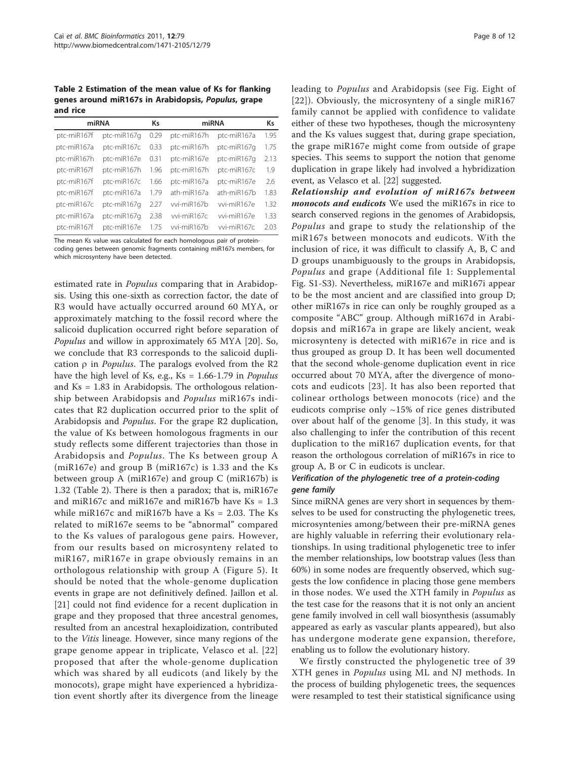**Table 2 Estimation of the mean value of Ks for flanking genes around miR167s in Arabidopsis, *Populus*, grape and rice**

| miRNA | | Ks | miRNA | | Ks |
|---|---|---|---|---|---|
| ptc-miR167f | ptc-miR167g | 0.29 | ptc-miR167h | ptc-miR167a | 1.95 |
| ptc-miR167a | ptc-miR167c | 0.33 | ptc-miR167h | ptc-miR167g | 1.75 |
| ptc-miR167h | ptc-miR167e | 0.31 | ptc-miR167e | ptc-miR167g | 2.13 |
| ptc-miR167f | ptc-miR167h | 1.96 | ptc-miR167h | ptc-miR167c | 1.9 |
| ptc-miR167f | ptc-miR167c | 1.66 | ptc-miR167a | ptc-miR167e | 2.6 |
| ptc-miR167f | ptc-miR167a | 1.79 | ath-miR167a | ath-miR167b | 1.83 |
| ptc-miR167c | ptc-miR167g | 2.27 | vvi-miR167b | vvi-miR167e | 1.32 |
| ptc-miR167a | ptc-miR167g | 2.38 | vvi-miR167c | vvi-miR167e | 1.33 |
| ptc-miR167f | ptc-miR167e | 1.75 | vvi-miR167b | vvi-miR167c | 2.03 |

The mean Ks value was calculated for each homologous pair of protein-coding genes between genomic fragments containing miR167s members, for which microsynteny have been detected.

estimated rate in *Populus* comparing that in Arabidopsis. Using this one-sixth as correction factor, the date of R3 would have actually occurred around 60 MYA, or approximately matching to the fossil record where the salicoid duplication occurred right before separation of *Populus* and willow in approximately 65 MYA [20]. So, we conclude that R3 corresponds to the salicoid duplication ρ in *Populus*. The paralogs evolved from the R2 have the high level of Ks, e.g., Ks = 1.66-1.79 in *Populus* and Ks = 1.83 in Arabidopsis. The orthologous relationship between Arabidopsis and *Populus* miR167s indicates that R2 duplication occurred prior to the split of Arabidopsis and *Populus*. For the grape R2 duplication, the value of Ks between homologous fragments in our study reflects some different trajectories than those in Arabidopsis and *Populus*. The Ks between group A (miR167e) and group B (miR167c) is 1.33 and the Ks between group A (miR167e) and group C (miR167b) is 1.32 (Table 2). There is then a paradox; that is, miR167e and miR167c and miR167e and miR167b have Ks = 1.3 while miR167c and miR167b have a Ks = 2.03. The Ks related to miR167e seems to be "abnormal" compared to the Ks values of paralogous gene pairs. However, from our results based on microsynteny related to miR167, miR167e in grape obviously remains in an orthologous relationship with group A (Figure 5). It should be noted that the whole-genome duplication events in grape are not definitively defined. Jaillon et al. [21] could not find evidence for a recent duplication in grape and they proposed that three ancestral genomes, resulted from an ancestral hexaploidization, contributed to the *Vitis* lineage. However, since many regions of the grape genome appear in triplicate, Velasco et al. [22] proposed that after the whole-genome duplication which was shared by all eudicots (and likely by the monocots), grape might have experienced a hybridization event shortly after its divergence from the lineage leading to *Populus* and Arabidopsis (see Fig. Eight of [22]). Obviously, the microsynteny of a single miR167 family cannot be applied with confidence to validate either of these two hypotheses, though the microsynteny and the Ks values suggest that, during grape speciation, the grape miR167e might come from outside of grape species. This seems to support the notion that genome duplication in grape likely had involved a hybridization event, as Velasco et al. [22] suggested.

***Relationship and evolution of miR167s between monocots and eudicots*** We used the miR167s in rice to search conserved regions in the genomes of Arabidopsis, *Populus* and grape to study the relationship of the miR167s between monocots and eudicots. With the inclusion of rice, it was difficult to classify A, B, C and D groups unambiguously to the groups in Arabidopsis, *Populus* and grape (Additional file 1: Supplemental Fig. S1-S3). Nevertheless, miR167e and miR167i appear to be the most ancient and are classified into group D; other miR167s in rice can only be roughly grouped as a composite "ABC" group. Although miR167d in Arabidopsis and miR167a in grape are likely ancient, weak microsynteny is detected with miR167e in rice and is thus grouped as group D. It has been well documented that the second whole-genome duplication event in rice occurred about 70 MYA, after the divergence of monocots and eudicots [23]. It has also been reported that colinear orthologs between monocots (rice) and the eudicots comprise only ~15% of rice genes distributed over about half of the genome [3]. In this study, it was also challenging to infer the contribution of this recent duplication to the miR167 duplication events, for that reason the orthologous correlation of miR167s in rice to group A, B or C in eudicots is unclear.

### Verification of the phylogenetic tree of a protein-coding gene family

Since miRNA genes are very short in sequences by themselves to be used for constructing the phylogenetic trees, microsyntenies among/between their pre-miRNA genes are highly valuable in referring their evolutionary relationships. In using traditional phylogenetic tree to infer the member relationships, low bootstrap values (less than 60%) in some nodes are frequently observed, which suggests the low confidence in placing those gene members in those nodes. We used the XTH family in *Populus* as the test case for the reasons that it is not only an ancient gene family involved in cell wall biosynthesis (assumably appeared as early as vascular plants appeared), but also has undergone moderate gene expansion, therefore, enabling us to follow the evolutionary history.

We firstly constructed the phylogenetic tree of 39 XTH genes in *Populus* using ML and NJ methods. In the process of building phylogenetic trees, the sequences were resampled to test their statistical significance using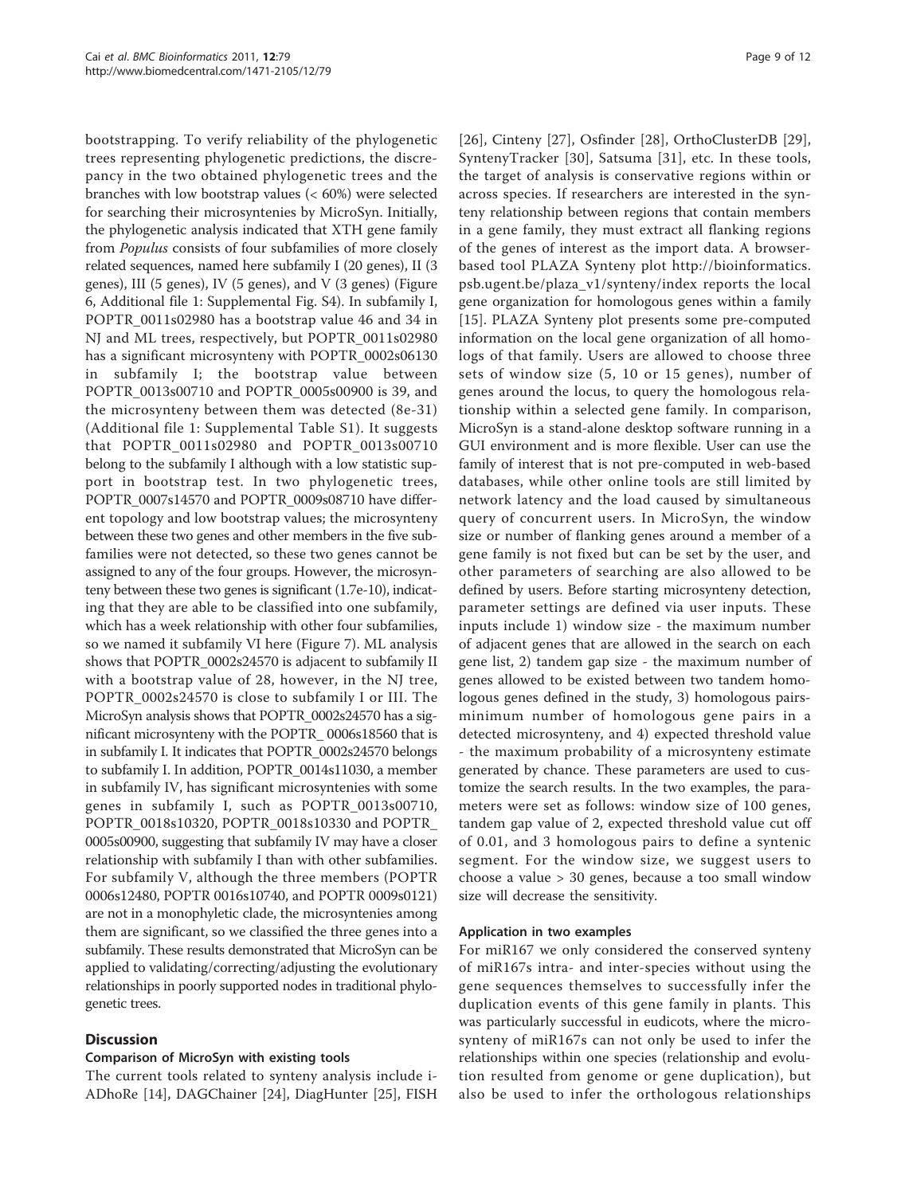bootstrapping. To verify reliability of the phylogenetic trees representing phylogenetic predictions, the discrepancy in the two obtained phylogenetic trees and the branches with low bootstrap values (< 60%) were selected for searching their microsyntenies by MicroSyn. Initially, the phylogenetic analysis indicated that XTH gene family from *Populus* consists of four subfamilies of more closely related sequences, named here subfamily I (20 genes), II (3 genes), III (5 genes), IV (5 genes), and V (3 genes) (Figure 6, Additional file 1: Supplemental Fig. S4). In subfamily I, POPTR_0011s02980 has a bootstrap value 46 and 34 in NJ and ML trees, respectively, but POPTR_0011s02980 has a significant microsynteny with POPTR_0002s06130 in subfamily I; the bootstrap value between POPTR_0013s00710 and POPTR_0005s00900 is 39, and the microsynteny between them was detected (8e-31) (Additional file 1: Supplemental Table S1). It suggests that POPTR_0011s02980 and POPTR_0013s00710 belong to the subfamily I although with a low statistic support in bootstrap test. In two phylogenetic trees, POPTR_0007s14570 and POPTR_0009s08710 have different topology and low bootstrap values; the microsynteny between these two genes and other members in the five subfamilies were not detected, so these two genes cannot be assigned to any of the four groups. However, the microsynteny between these two genes is significant (1.7e-10), indicating that they are able to be classified into one subfamily, which has a week relationship with other four subfamilies, so we named it subfamily VI here (Figure 7). ML analysis shows that POPTR_0002s24570 is adjacent to subfamily II with a bootstrap value of 28, however, in the NJ tree, POPTR_0002s24570 is close to subfamily I or III. The MicroSyn analysis shows that POPTR_0002s24570 has a significant microsynteny with the POPTR_ 0006s18560 that is in subfamily I. It indicates that POPTR_0002s24570 belongs to subfamily I. In addition, POPTR_0014s11030, a member in subfamily IV, has significant microsyntenies with some genes in subfamily I, such as POPTR_0013s00710, POPTR_0018s10320, POPTR_0018s10330 and POPTR_ 0005s00900, suggesting that subfamily IV may have a closer relationship with subfamily I than with other subfamilies. For subfamily V, although the three members (POPTR 0006s12480, POPTR 0016s10740, and POPTR 0009s0121) are not in a monophyletic clade, the microsyntenies among them are significant, so we classified the three genes into a subfamily. These results demonstrated that MicroSyn can be applied to validating/correcting/adjusting the evolutionary relationships in poorly supported nodes in traditional phylogenetic trees.

## Discussion

### Comparison of MicroSyn with existing tools

The current tools related to synteny analysis include i-ADhoRe [14], DAGChainer [24], DiagHunter [25], FISH [26], Cinteny [27], Osfinder [28], OrthoClusterDB [29], SyntenyTracker [30], Satsuma [31], etc. In these tools, the target of analysis is conservative regions within or across species. If researchers are interested in the synteny relationship between regions that contain members in a gene family, they must extract all flanking regions of the genes of interest as the import data. A browser-based tool PLAZA Synteny plot http://bioinformatics.psb.ugent.be/plaza_v1/synteny/index reports the local gene organization for homologous genes within a family [15]. PLAZA Synteny plot presents some pre-computed information on the local gene organization of all homologs of that family. Users are allowed to choose three sets of window size (5, 10 or 15 genes), number of genes around the locus, to query the homologous relationship within a selected gene family. In comparison, MicroSyn is a stand-alone desktop software running in a GUI environment and is more flexible. User can use the family of interest that is not pre-computed in web-based databases, while other online tools are still limited by network latency and the load caused by simultaneous query of concurrent users. In MicroSyn, the window size or number of flanking genes around a member of a gene family is not fixed but can be set by the user, and other parameters of searching are also allowed to be defined by users. Before starting microsynteny detection, parameter settings are defined via user inputs. These inputs include 1) window size - the maximum number of adjacent genes that are allowed in the search on each gene list, 2) tandem gap size - the maximum number of genes allowed to be existed between two tandem homologous genes defined in the study, 3) homologous pairs-minimum number of homologous gene pairs in a detected microsynteny, and 4) expected threshold value - the maximum probability of a microsynteny estimate generated by chance. These parameters are used to customize the search results. In the two examples, the parameters were set as follows: window size of 100 genes, tandem gap value of 2, expected threshold value cut off of 0.01, and 3 homologous pairs to define a syntenic segment. For the window size, we suggest users to choose a value > 30 genes, because a too small window size will decrease the sensitivity.

### Application in two examples

For miR167 we only considered the conserved synteny of miR167s intra- and inter-species without using the gene sequences themselves to successfully infer the duplication events of this gene family in plants. This was particularly successful in eudicots, where the microsynteny of miR167s can not only be used to infer the relationships within one species (relationship and evolution resulted from genome or gene duplication), but also be used to infer the orthologous relationships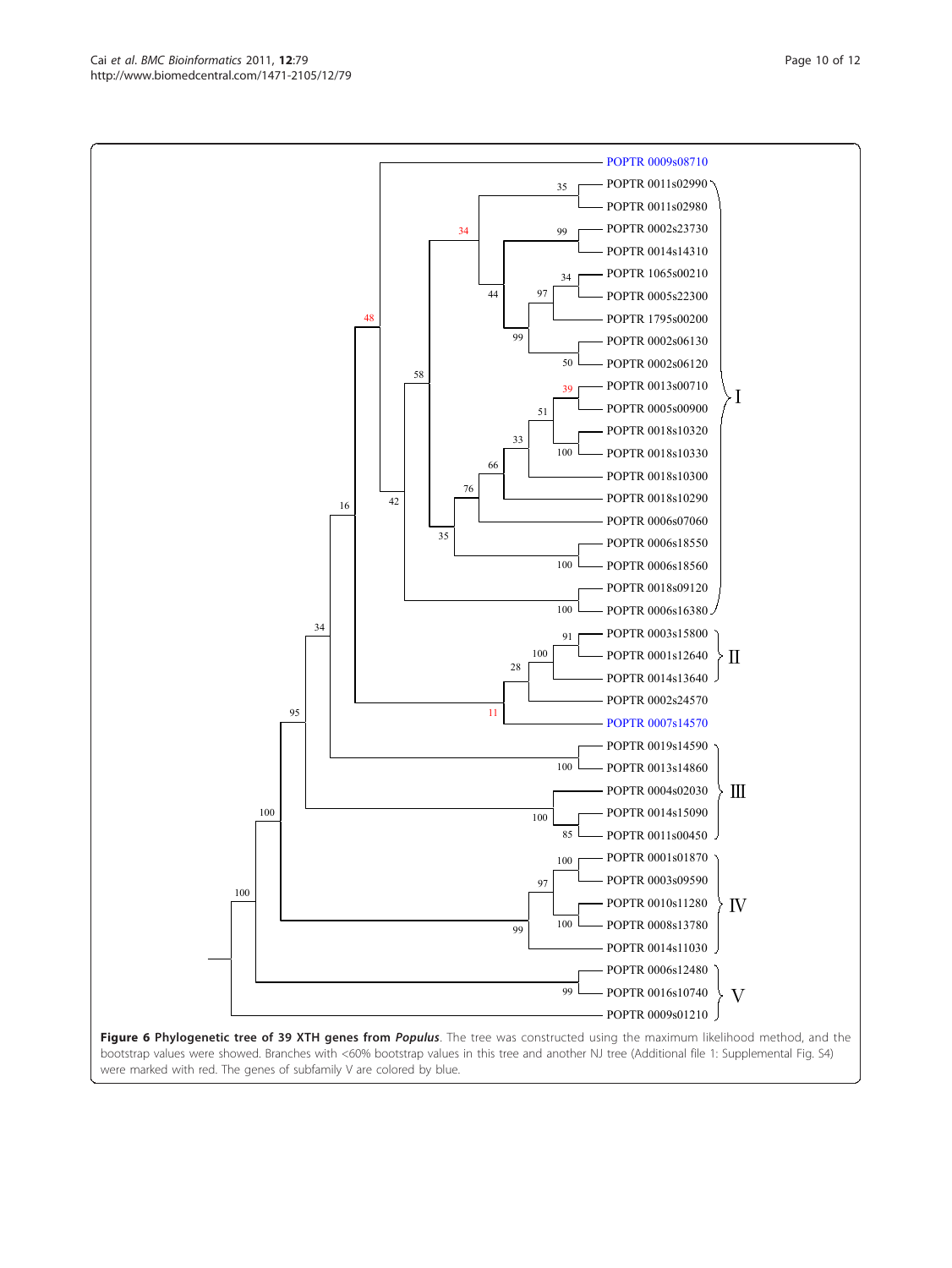POPTR 0009s08710
POPTR 0011s02990
POPTR 0011s02980
POPTR 0002s23730
POPTR 0014s14310
POPTR 1065s00210
POPTR 0005s22300
POPTR 1795s00200
POPTR 0002s06130
POPTR 0002s06120
POPTR 0013s00710
POPTR 0005s00900
POPTR 0018s10320
POPTR 0018s10330
POPTR 0018s10300
POPTR 0018s10290
POPTR 0006s07060
POPTR 0006s18550
POPTR 0006s18560
POPTR 0018s09120
POPTR 0006s16380
POPTR 0003s15800
POPTR 0001s12640
POPTR 0014s13640
POPTR 0002s24570
POPTR 0007s14570
POPTR 0019s14590
POPTR 0013s14860
POPTR 0004s02030
POPTR 0014s15090
POPTR 0011s00450
POPTR 0001s01870
POPTR 0003s09590
POPTR 0010s11280
POPTR 0008s13780
POPTR 0014s11030
POPTR 0006s12480
POPTR 0016s10740
POPTR 0009s01210

I
II
III
IV
V

35
34
99
34
97
44
99
50
48
58
39
51
33
100
66
76
42
35
100
16
100
34
91
100
28
11
95
100
100
100
85
100
100
97
100
99
100
99

**Figure 6 Phylogenetic tree of 39 XTH genes from *Populus***. The tree was constructed using the maximum likelihood method, and the bootstrap values were showed. Branches with <60% bootstrap values in this tree and another NJ tree (Additional file 1: Supplemental Fig. S4) were marked with red. The genes of subfamily V are colored by blue.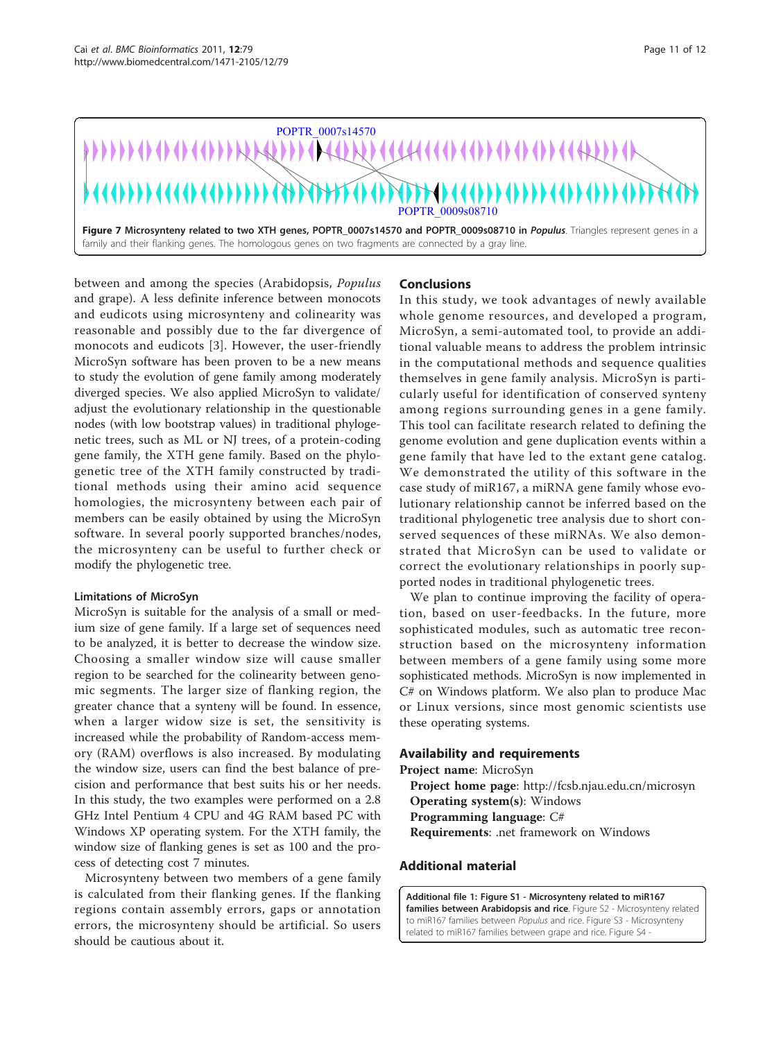POPTR_0007s14570

POPTR_0009s08710

**Figure 7 Microsynteny related to two XTH genes, POPTR_0007s14570 and POPTR_0009s08710 in *Populus***. Triangles represent genes in a family and their flanking genes. The homologous genes on two fragments are connected by a gray line.

between and among the species (Arabidopsis, *Populus* and grape). A less definite inference between monocots and eudicots using microsynteny and colinearity was reasonable and possibly due to the far divergence of monocots and eudicots [3]. However, the user-friendly MicroSyn software has been proven to be a new means to study the evolution of gene family among moderately diverged species. We also applied MicroSyn to validate/adjust the evolutionary relationship in the questionable nodes (with low bootstrap values) in traditional phylogenetic trees, such as ML or NJ trees, of a protein-coding gene family, the XTH gene family. Based on the phylogenetic tree of the XTH family constructed by traditional methods using their amino acid sequence homologies, the microsynteny between each pair of members can be easily obtained by using the MicroSyn software. In several poorly supported branches/nodes, the microsynteny can be useful to further check or modify the phylogenetic tree.

### Limitations of MicroSyn

MicroSyn is suitable for the analysis of a small or medium size of gene family. If a large set of sequences need to be analyzed, it is better to decrease the window size. Choosing a smaller window size will cause smaller region to be searched for the colinearity between genomic segments. The larger size of flanking region, the greater chance that a synteny will be found. In essence, when a larger widow size is set, the sensitivity is increased while the probability of Random-access memory (RAM) overflows is also increased. By modulating the window size, users can find the best balance of precision and performance that best suits his or her needs. In this study, the two examples were performed on a 2.8 GHz Intel Pentium 4 CPU and 4G RAM based PC with Windows XP operating system. For the XTH family, the window size of flanking genes is set as 100 and the process of detecting cost 7 minutes.

Microsynteny between two members of a gene family is calculated from their flanking genes. If the flanking regions contain assembly errors, gaps or annotation errors, the microsynteny should be artificial. So users should be cautious about it.

## Conclusions

In this study, we took advantages of newly available whole genome resources, and developed a program, MicroSyn, a semi-automated tool, to provide an additional valuable means to address the problem intrinsic in the computational methods and sequence qualities themselves in gene family analysis. MicroSyn is particularly useful for identification of conserved synteny among regions surrounding genes in a gene family. This tool can facilitate research related to defining the genome evolution and gene duplication events within a gene family that have led to the extant gene catalog. We demonstrated the utility of this software in the case study of miR167, a miRNA gene family whose evolutionary relationship cannot be inferred based on the traditional phylogenetic tree analysis due to short conserved sequences of these miRNAs. We also demonstrated that MicroSyn can be used to validate or correct the evolutionary relationships in poorly supported nodes in traditional phylogenetic trees.

We plan to continue improving the facility of operation, based on user-feedbacks. In the future, more sophisticated modules, such as automatic tree reconstruction based on the microsynteny information between members of a gene family using some more sophisticated methods. MicroSyn is now implemented in C# on Windows platform. We also plan to produce Mac or Linux versions, since most genomic scientists use these operating systems.

## Availability and requirements

**Project name**: MicroSyn

**Project home page**: http://fcsb.njau.edu.cn/microsyn

**Operating system(s)**: Windows

**Programming language**: C#

**Requirements**: .net framework on Windows

## Additional material

**Additional file 1: Figure S1 - Microsynteny related to miR167 families between Arabidopsis and rice**. Figure S2 - Microsynteny related to miR167 families between *Populus* and rice. Figure S3 - Microsynteny related to miR167 families between grape and rice. Figure S4 -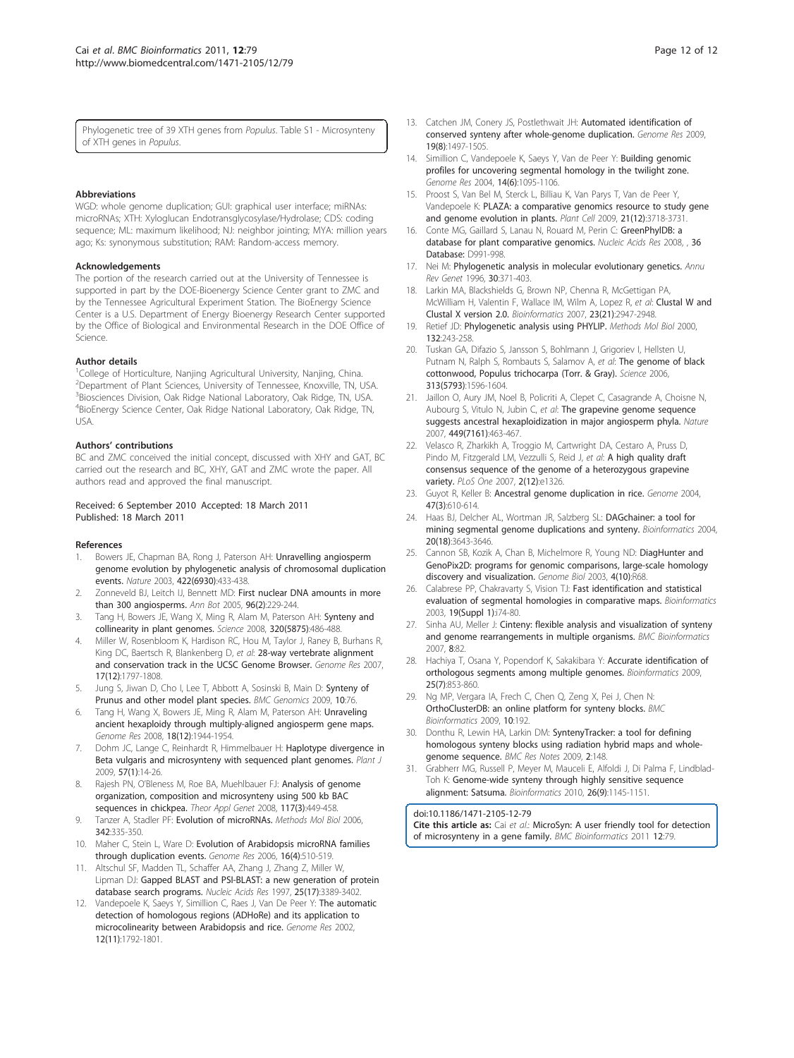Phylogenetic tree of 39 XTH genes from *Populus*. Table S1 - Microsynteny of XTH genes in *Populus*.

### Abbreviations

WGD: whole genome duplication; GUI: graphical user interface; miRNAs: microRNAs; XTH: Xyloglucan Endotransglycosylase/Hydrolase; CDS: coding sequence; ML: maximum likelihood; NJ: neighbor jointing; MYA: million years ago; Ks: synonymous substitution; RAM: Random-access memory.

### Acknowledgements

The portion of the research carried out at the University of Tennessee is supported in part by the DOE-Bioenergy Science Center grant to ZMC and by the Tennessee Agricultural Experiment Station. The BioEnergy Science Center is a U.S. Department of Energy Bioenergy Research Center supported by the Office of Biological and Environmental Research in the DOE Office of Science.

### Author details

[1]College of Horticulture, Nanjing Agricultural University, Nanjing, China. [2]Department of Plant Sciences, University of Tennessee, Knoxville, TN, USA. [3]Biosciences Division, Oak Ridge National Laboratory, Oak Ridge, TN, USA. [4]BioEnergy Science Center, Oak Ridge National Laboratory, Oak Ridge, TN, USA.

### Authors' contributions

BC and ZMC conceived the initial concept, discussed with XHY and GAT, BC carried out the research and BC, XHY, GAT and ZMC wrote the paper. All authors read and approved the final manuscript.

Received: 6 September 2010 Accepted: 18 March 2011
Published: 18 March 2011

### References

1. Bowers JE, Chapman BA, Rong J, Paterson AH: **Unravelling angiosperm genome evolution by phylogenetic analysis of chromosomal duplication events.** *Nature* 2003, **422(6930)**:433-438.
2. Zonneveld BJ, Leitch IJ, Bennett MD: **First nuclear DNA amounts in more than 300 angiosperms.** *Ann Bot* 2005, **96(2)**:229-244.
3. Tang H, Bowers JE, Wang X, Ming R, Alam M, Paterson AH: **Synteny and collinearity in plant genomes.** *Science* 2008, **320(5875)**:486-488.
4. Miller W, Rosenbloom K, Hardison RC, Hou M, Taylor J, Raney B, Burhans R, King DC, Baertsch R, Blankenberg D, *et al*: **28-way vertebrate alignment and conservation track in the UCSC Genome Browser.** *Genome Res* 2007, **17(12)**:1797-1808.
5. Jung S, Jiwan D, Cho I, Lee T, Abbott A, Sosinski B, Main D: **Synteny of Prunus and other model plant species.** *BMC Genomics* 2009, **10**:76.
6. Tang H, Wang X, Bowers JE, Ming R, Alam M, Paterson AH: **Unraveling ancient hexaploidy through multiply-aligned angiosperm gene maps.** *Genome Res* 2008, **18(12)**:1944-1954.
7. Dohm JC, Lange C, Reinhardt R, Himmelbauer H: **Haplotype divergence in Beta vulgaris and microsynteny with sequenced plant genomes.** *Plant J* 2009, **57(1)**:14-26.
8. Rajesh PN, O'Bleness M, Roe BA, Muehlbauer FJ: **Analysis of genome organization, composition and microsynteny using 500 kb BAC sequences in chickpea.** *Theor Appl Genet* 2008, **117(3)**:449-458.
9. Tanzer A, Stadler PF: **Evolution of microRNAs.** *Methods Mol Biol* 2006, **342**:335-350.
10. Maher C, Stein L, Ware D: **Evolution of Arabidopsis microRNA families through duplication events.** *Genome Res* 2006, **16(4)**:510-519.
11. Altschul SF, Madden TL, Schaffer AA, Zhang J, Zhang Z, Miller W, Lipman DJ: **Gapped BLAST and PSI-BLAST: a new generation of protein database search programs.** *Nucleic Acids Res* 1997, **25(17)**:3389-3402.
12. Vandepoele K, Saeys Y, Simillion C, Raes J, Van De Peer Y: **The automatic detection of homologous regions (ADHoRe) and its application to microcolinearity between Arabidopsis and rice.** *Genome Res* 2002, **12(11)**:1792-1801.
13. Catchen JM, Conery JS, Postlethwait JH: **Automated identification of conserved synteny after whole-genome duplication.** *Genome Res* 2009, **19(8)**:1497-1505.
14. Simillion C, Vandepoele K, Saeys Y, Van de Peer Y: **Building genomic profiles for uncovering segmental homology in the twilight zone.** *Genome Res* 2004, **14(6)**:1095-1106.
15. Proost S, Van Bel M, Sterck L, Billiau K, Van Parys T, Van de Peer Y, Vandepoele K: **PLAZA: a comparative genomics resource to study gene and genome evolution in plants.** *Plant Cell* 2009, **21(12)**:3718-3731.
16. Conte MG, Gaillard S, Lanau N, Rouard M, Perin C: **GreenPhylDB: a database for plant comparative genomics.** *Nucleic Acids Res* 2008, , **36** Database: D991-998.
17. Nei M: **Phylogenetic analysis in molecular evolutionary genetics.** *Annu Rev Genet* 1996, **30**:371-403.
18. Larkin MA, Blackshields G, Brown NP, Chenna R, McGettigan PA, McWilliam H, Valentin F, Wallace IM, Wilm A, Lopez R, *et al*: **Clustal W and Clustal X version 2.0.** *Bioinformatics* 2007, **23(21)**:2947-2948.
19. Retief JD: **Phylogenetic analysis using PHYLIP.** *Methods Mol Biol* 2000, **132**:243-258.
20. Tuskan GA, Difazio S, Jansson S, Bohlmann J, Grigoriev I, Hellsten U, Putnam N, Ralph S, Rombauts S, Salamov A, *et al*: **The genome of black cottonwood, Populus trichocarpa (Torr. & Gray).** *Science* 2006, **313(5793)**:1596-1604.
21. Jaillon O, Aury JM, Noel B, Policriti A, Clepet C, Casagrande A, Choisne N, Aubourg S, Vitulo N, Jubin C, *et al*: **The grapevine genome sequence suggests ancestral hexaploidization in major angiosperm phyla.** *Nature* 2007, **449(7161)**:463-467.
22. Velasco R, Zharkikh A, Troggio M, Cartwright DA, Cestaro A, Pruss D, Pindo M, Fitzgerald LM, Vezzulli S, Reid J, *et al*: **A high quality draft consensus sequence of the genome of a heterozygous grapevine variety.** *PLoS One* 2007, **2(12)**:e1326.
23. Guyot R, Keller B: **Ancestral genome duplication in rice.** *Genome* 2004, **47(3)**:610-614.
24. Haas BJ, Delcher AL, Wortman JR, Salzberg SL: **DAGchainer: a tool for mining segmental genome duplications and synteny.** *Bioinformatics* 2004, **20(18)**:3643-3646.
25. Cannon SB, Kozik A, Chan B, Michelmore R, Young ND: **DiagHunter and GenoPix2D: programs for genomic comparisons, large-scale homology discovery and visualization.** *Genome Biol* 2003, **4(10)**:R68.
26. Calabrese PP, Chakravarty S, Vision TJ: **Fast identification and statistical evaluation of segmental homologies in comparative maps.** *Bioinformatics* 2003, **19(Suppl 1)**:i74-80.
27. Sinha AU, Meller J: **Cinteny: flexible analysis and visualization of synteny and genome rearrangements in multiple organisms.** *BMC Bioinformatics* 2007, **8**:82.
28. Hachiya T, Osana Y, Popendorf K, Sakakibara Y: **Accurate identification of orthologous segments among multiple genomes.** *Bioinformatics* 2009, **25(7)**:853-860.
29. Ng MP, Vergara IA, Frech C, Chen Q, Zeng X, Pei J, Chen N: **OrthoClusterDB: an online platform for synteny blocks.** *BMC Bioinformatics* 2009, **10**:192.
30. Donthu R, Lewin HA, Larkin DM: **SyntenyTracker: a tool for defining homologous synteny blocks using radiation hybrid maps and whole-genome sequence.** *BMC Res Notes* 2009, **2**:148.
31. Grabherr MG, Russell P, Meyer M, Mauceli E, Alfoldi J, Di Palma F, Lindblad-Toh K: **Genome-wide synteny through highly sensitive sequence alignment: Satsuma.** *Bioinformatics* 2010, **26(9)**:1145-1151.

doi:10.1186/1471-2105-12-79
**Cite this article as:** Cai *et al.*: MicroSyn: A user friendly tool for detection of microsynteny in a gene family. *BMC Bioinformatics* 2011 **12**:79.